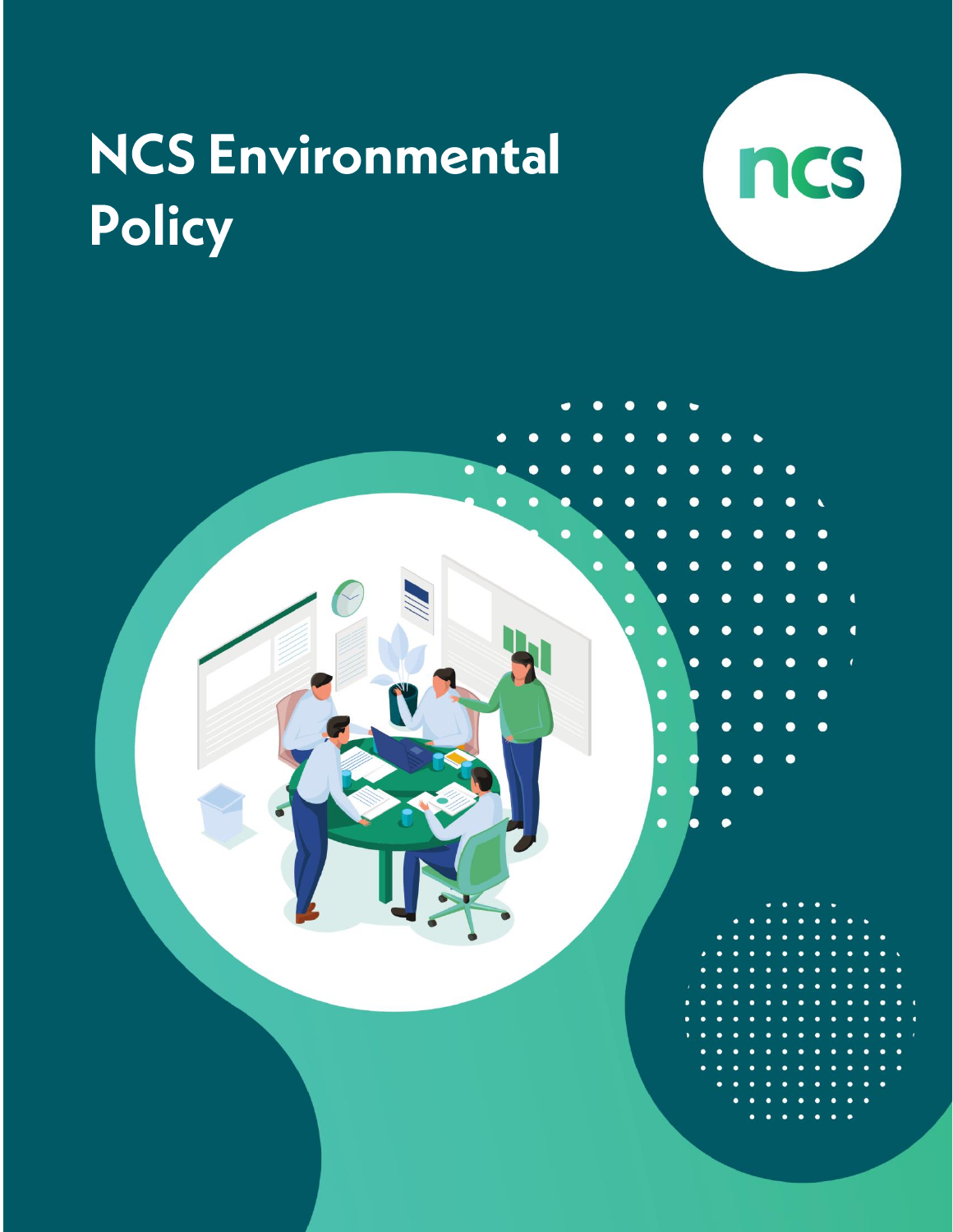# NCS Environmental Policy

ncs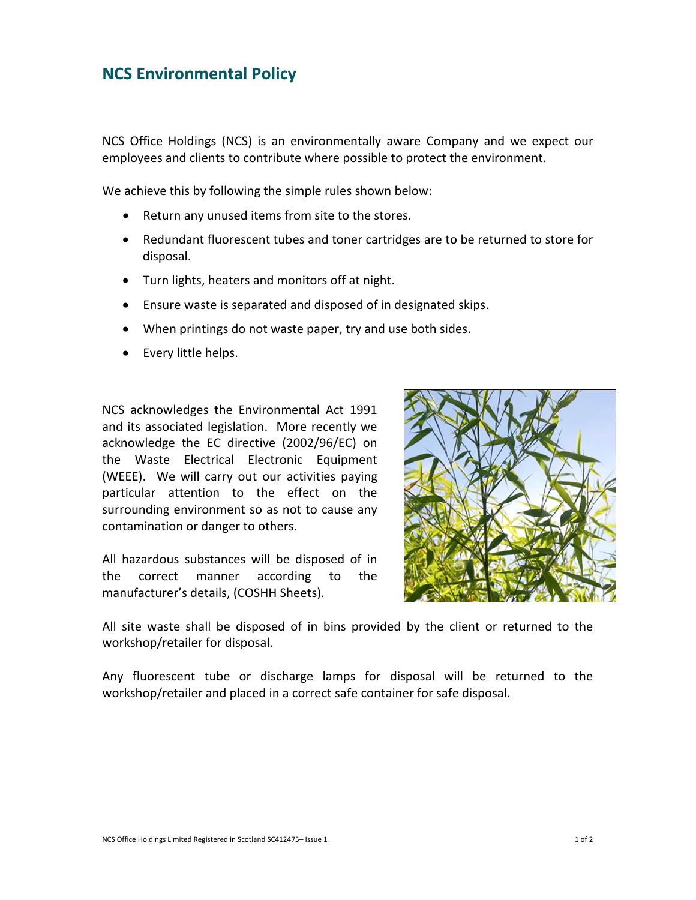## NCS Environmental Policy

NCS Office Holdings (NCS) is an environmentally aware Company and we expect our employees and clients to contribute where possible to protect the environment.

We achieve this by following the simple rules shown below:

- Return any unused items from site to the stores.
- Redundant fluorescent tubes and toner cartridges are to be returned to store for disposal.
- Turn lights, heaters and monitors off at night.
- Ensure waste is separated and disposed of in designated skips.
- When printings do not waste paper, try and use both sides.
- Every little helps.

NCS acknowledges the Environmental Act 1991 and its associated legislation. More recently we acknowledge the EC directive (2002/96/EC) on the Waste Electrical Electronic Equipment (WEEE). We will carry out our activities paying particular attention to the effect on the surrounding environment so as not to cause any contamination or danger to others.

All hazardous substances will be disposed of in the correct manner according to the manufacturer's details, (COSHH Sheets).

All site waste shall be disposed of in bins provided by the client or returned to the workshop/retailer for disposal.

Any fluorescent tube or discharge lamps for disposal will be returned to the workshop/retailer and placed in a correct safe container for safe disposal.

NCS Office Holdings Limited Registered in Scotland SC412475– Issue 1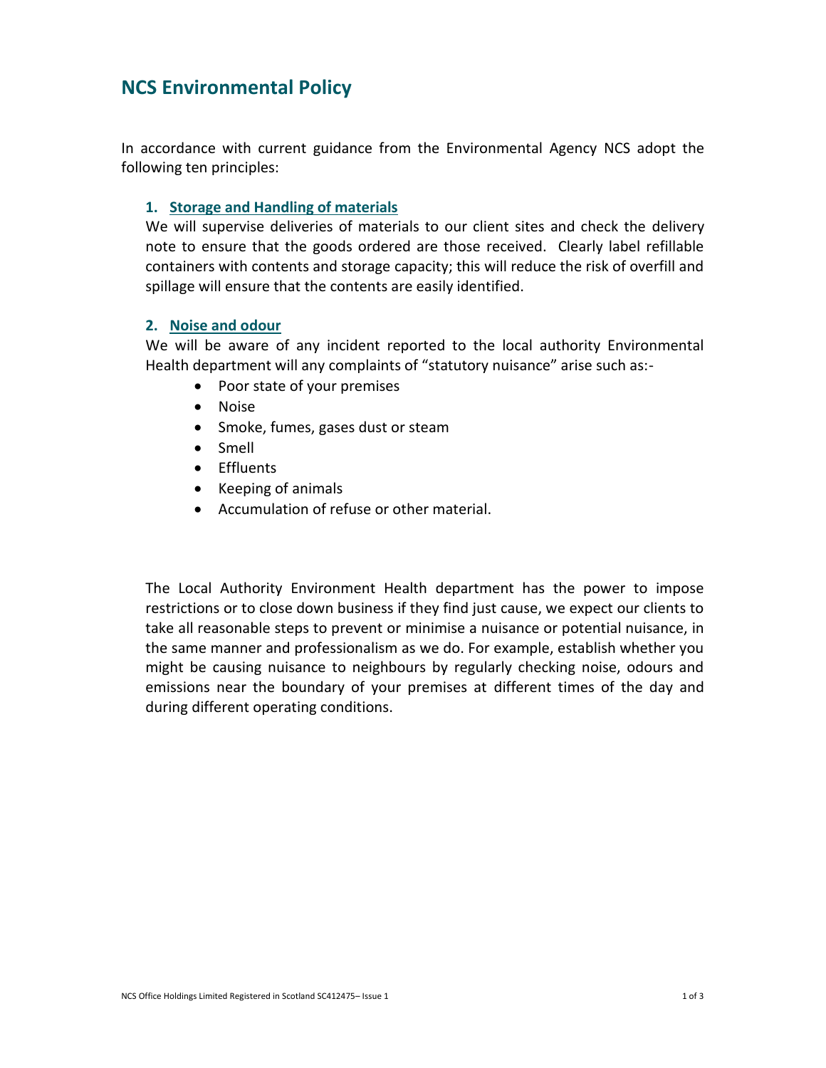# NCS Environmental Policy

In accordance with current guidance from the Environmental Agency NCS adopt the following ten principles:

1. **Storage and Handling of materials**

   We will supervise deliveries of materials to our client sites and check the delivery note to ensure that the goods ordered are those received. Clearly label refillable containers with contents and storage capacity; this will reduce the risk of overfill and spillage will ensure that the contents are easily identified.

2. **Noise and odour**

   We will be aware of any incident reported to the local authority Environmental Health department will any complaints of "statutory nuisance" arise such as:-

   - Poor state of your premises
   - Noise
   - Smoke, fumes, gases dust or steam
   - Smell
   - Effluents
   - Keeping of animals
   - Accumulation of refuse or other material.

   The Local Authority Environment Health department has the power to impose restrictions or to close down business if they find just cause, we expect our clients to take all reasonable steps to prevent or minimise a nuisance or potential nuisance, in the same manner and professionalism as we do. For example, establish whether you might be causing nuisance to neighbours by regularly checking noise, odours and emissions near the boundary of your premises at different times of the day and during different operating conditions.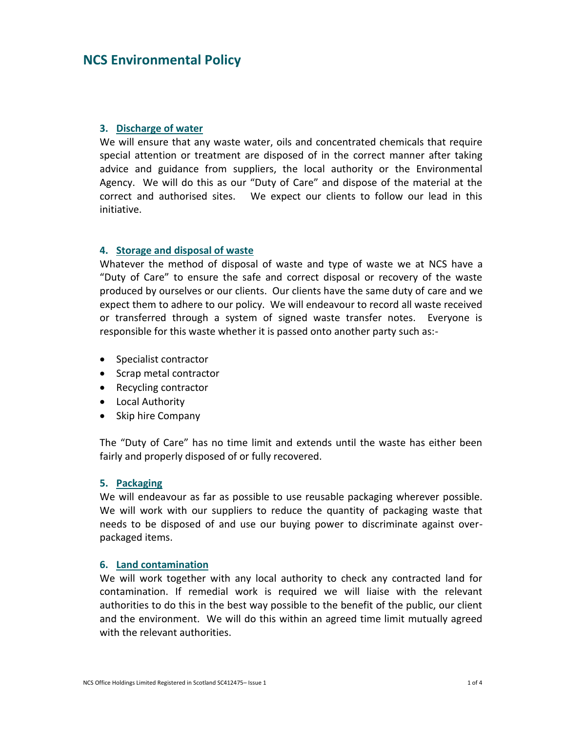# NCS Environmental Policy

### 3. Discharge of water

We will ensure that any waste water, oils and concentrated chemicals that require special attention or treatment are disposed of in the correct manner after taking advice and guidance from suppliers, the local authority or the Environmental Agency. We will do this as our "Duty of Care" and dispose of the material at the correct and authorised sites. We expect our clients to follow our lead in this initiative.

### 4. Storage and disposal of waste

Whatever the method of disposal of waste and type of waste we at NCS have a "Duty of Care" to ensure the safe and correct disposal or recovery of the waste produced by ourselves or our clients. Our clients have the same duty of care and we expect them to adhere to our policy. We will endeavour to record all waste received or transferred through a system of signed waste transfer notes. Everyone is responsible for this waste whether it is passed onto another party such as:-

- Specialist contractor
- Scrap metal contractor
- Recycling contractor
- Local Authority
- Skip hire Company

The "Duty of Care" has no time limit and extends until the waste has either been fairly and properly disposed of or fully recovered.

### 5. Packaging

We will endeavour as far as possible to use reusable packaging wherever possible. We will work with our suppliers to reduce the quantity of packaging waste that needs to be disposed of and use our buying power to discriminate against over-packaged items.

### 6. Land contamination

We will work together with any local authority to check any contracted land for contamination. If remedial work is required we will liaise with the relevant authorities to do this in the best way possible to the benefit of the public, our client and the environment. We will do this within an agreed time limit mutually agreed with the relevant authorities.

NCS Office Holdings Limited Registered in Scotland SC412475– Issue 1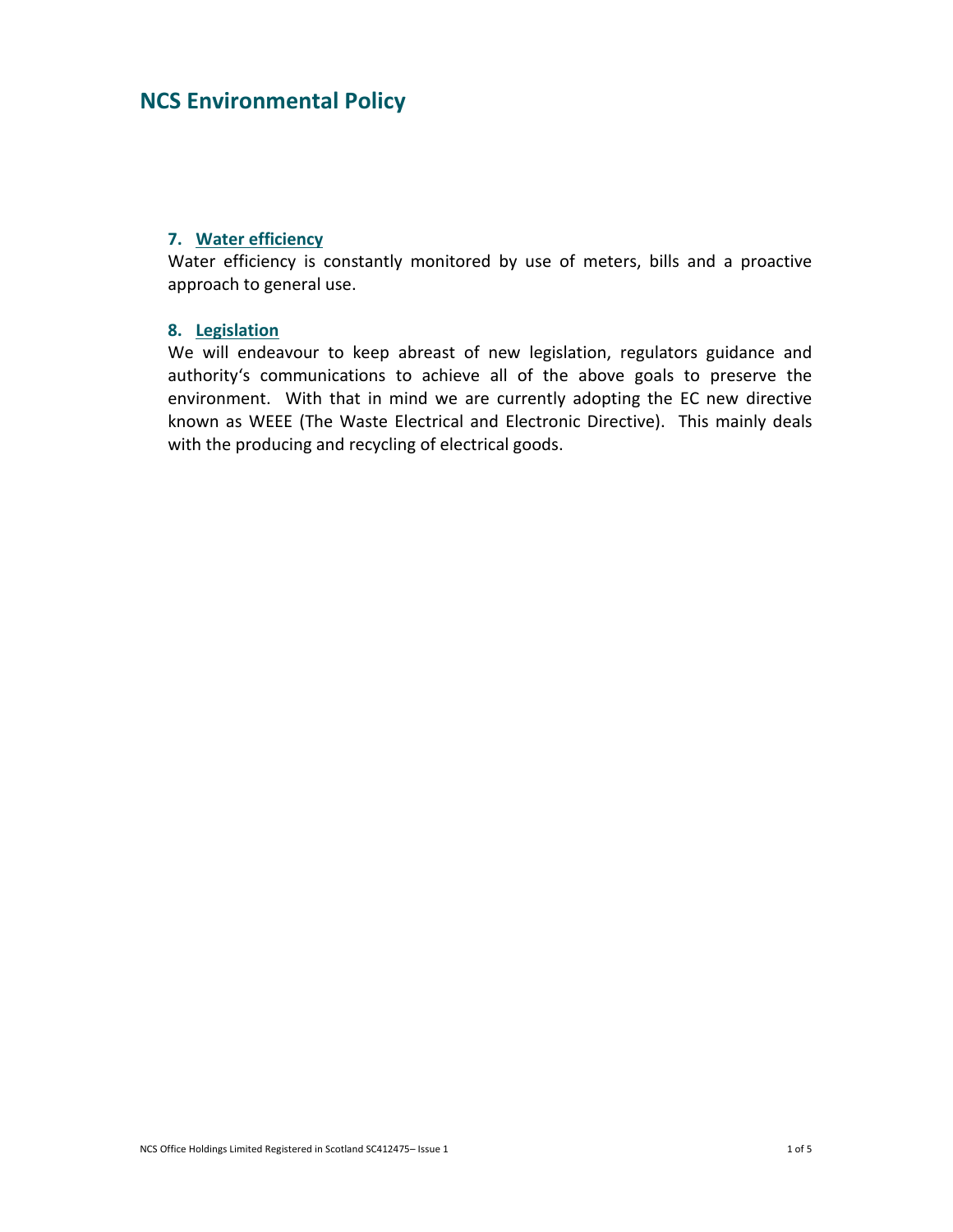# NCS Environmental Policy

## 7. Water efficiency

Water efficiency is constantly monitored by use of meters, bills and a proactive approach to general use.

## 8. Legislation

We will endeavour to keep abreast of new legislation, regulators guidance and authority's communications to achieve all of the above goals to preserve the environment. With that in mind we are currently adopting the EC new directive known as WEEE (The Waste Electrical and Electronic Directive). This mainly deals with the producing and recycling of electrical goods.

NCS Office Holdings Limited Registered in Scotland SC412475– Issue 1